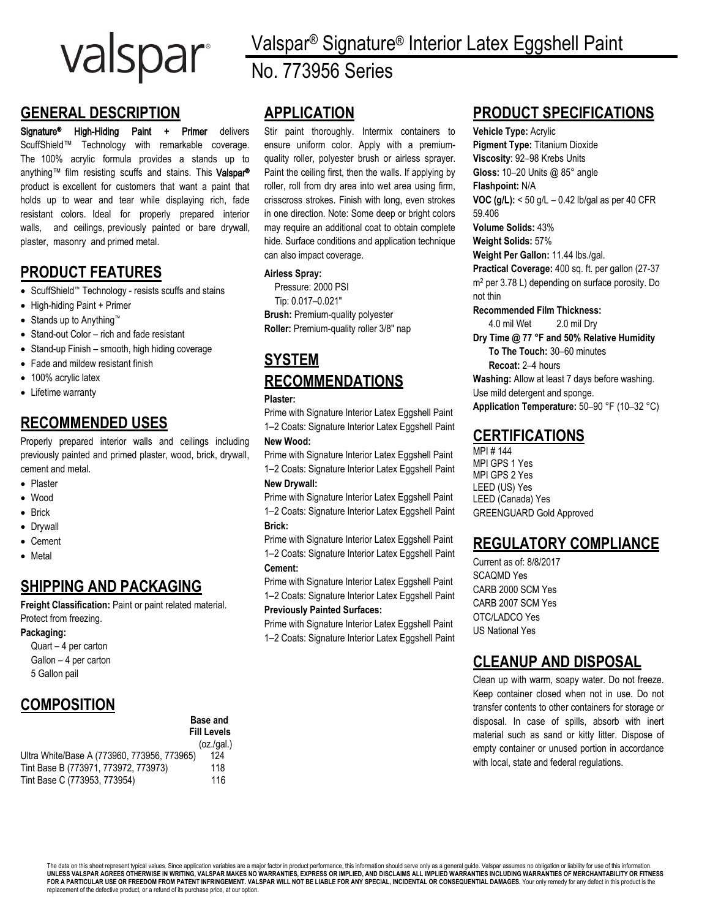valspar®

# Valspar® Signature® Interior Latex Eggshell Paint

# No. 773956 Series

## GENERAL DESCRIPTION

**Signature® High-Hiding Paint + Primer** delivers ScuffShield™ Technology with remarkable coverage. The 100% acrylic formula provides a stands up to anything™ film resisting scuffs and stains. This **Valspar®** product is excellent for customers that want a paint that holds up to wear and tear while displaying rich, fade resistant colors. Ideal for properly prepared interior walls, and ceilings, previously painted or bare drywall, plaster, masonry and primed metal.

## PRODUCT FEATURES

- ScuffShield™ Technology - resists scuffs and stains
- High-hiding Paint + Primer
- Stands up to Anything™
- Stand-out Color – rich and fade resistant
- Stand-up Finish – smooth, high hiding coverage
- Fade and mildew resistant finish
- 100% acrylic latex
- Lifetime warranty

## RECOMMENDED USES

Properly prepared interior walls and ceilings including previously painted and primed plaster, wood, brick, drywall, cement and metal.

- Plaster
- Wood
- Brick
- Drywall
- Cement
- Metal

## SHIPPING AND PACKAGING

**Freight Classification:** Paint or paint related material. Protect from freezing.

**Packaging:**

Quart – 4 per carton
Gallon – 4 per carton
5 Gallon pail

## COMPOSITION

| | Base and Fill Levels (oz./gal.) |
|---|---|
| Ultra White/Base A (773960, 773956, 773965) | 124 |
| Tint Base B (773971, 773972, 773973) | 118 |
| Tint Base C (773953, 773954) | 116 |

## APPLICATION

Stir paint thoroughly. Intermix containers to ensure uniform color. Apply with a premium-quality roller, polyester brush or airless sprayer. Paint the ceiling first, then the walls. If applying by roller, roll from dry area into wet area using firm, crisscross strokes. Finish with long, even strokes in one direction. Note: Some deep or bright colors may require an additional coat to obtain complete hide. Surface conditions and application technique can also impact coverage.

**Airless Spray:**

Pressure: 2000 PSI
Tip: 0.017–0.021"

**Brush:** Premium-quality polyester

**Roller:** Premium-quality roller 3/8" nap

## SYSTEM RECOMMENDATIONS

**Plaster:**

Prime with Signature Interior Latex Eggshell Paint
1–2 Coats: Signature Interior Latex Eggshell Paint

**New Wood:**

Prime with Signature Interior Latex Eggshell Paint
1–2 Coats: Signature Interior Latex Eggshell Paint

**New Drywall:**

Prime with Signature Interior Latex Eggshell Paint
1–2 Coats: Signature Interior Latex Eggshell Paint

**Brick:**

Prime with Signature Interior Latex Eggshell Paint
1–2 Coats: Signature Interior Latex Eggshell Paint

**Cement:**

Prime with Signature Interior Latex Eggshell Paint
1–2 Coats: Signature Interior Latex Eggshell Paint

**Previously Painted Surfaces:**

Prime with Signature Interior Latex Eggshell Paint
1–2 Coats: Signature Interior Latex Eggshell Paint

## PRODUCT SPECIFICATIONS

**Vehicle Type:** Acrylic
**Pigment Type:** Titanium Dioxide
**Viscosity**: 92–98 Krebs Units
**Gloss:** 10–20 Units @ 85° angle
**Flashpoint:** N/A
**VOC (g/L):** < 50 g/L – 0.42 lb/gal as per 40 CFR 59.406
**Volume Solids:** 43%
**Weight Solids:** 57%
**Weight Per Gallon:** 11.44 lbs./gal.
**Practical Coverage:** 400 sq. ft. per gallon (27-37 $m^2$ per 3.78 L) depending on surface porosity. Do not thin

**Recommended Film Thickness:**

4.0 mil Wet 2.0 mil Dry

**Dry Time @ 77 °F and 50% Relative Humidity**

**To The Touch:** 30–60 minutes
**Recoat:** 2–4 hours

**Washing:** Allow at least 7 days before washing. Use mild detergent and sponge.
**Application Temperature:** 50–90 °F (10–32 °C)

## CERTIFICATIONS

MPI # 144
MPI GPS 1 Yes
MPI GPS 2 Yes
LEED (US) Yes
LEED (Canada) Yes
GREENGUARD Gold Approved

## REGULATORY COMPLIANCE

Current as of: 8/8/2017
SCAQMD Yes
CARB 2000 SCM Yes
CARB 2007 SCM Yes
OTC/LADCO Yes
US National Yes

## CLEANUP AND DISPOSAL

Clean up with warm, soapy water. Do not freeze. Keep container closed when not in use. Do not transfer contents to other containers for storage or disposal. In case of spills, absorb with inert material such as sand or kitty litter. Dispose of empty container or unused portion in accordance with local, state and federal regulations.

The data on this sheet represent typical values. Since application variables are a major factor in product performance, this information should serve only as a general guide. Valspar assumes no obligation or liability for use of this information. **UNLESS VALSPAR AGREES OTHERWISE IN WRITING, VALSPAR MAKES NO WARRANTIES, EXPRESS OR IMPLIED, AND DISCLAIMS ALL IMPLIED WARRANTIES INCLUDING WARRANTIES OF MERCHANTABILITY OR FITNESS FOR A PARTICULAR USE OR FREEDOM FROM PATENT INFRINGEMENT. VALSPAR WILL NOT BE LIABLE FOR ANY SPECIAL, INCIDENTAL OR CONSEQUENTIAL DAMAGES.** Your only remedy for any defect in this product is the replacement of the defective product, or a refund of its purchase price, at our option.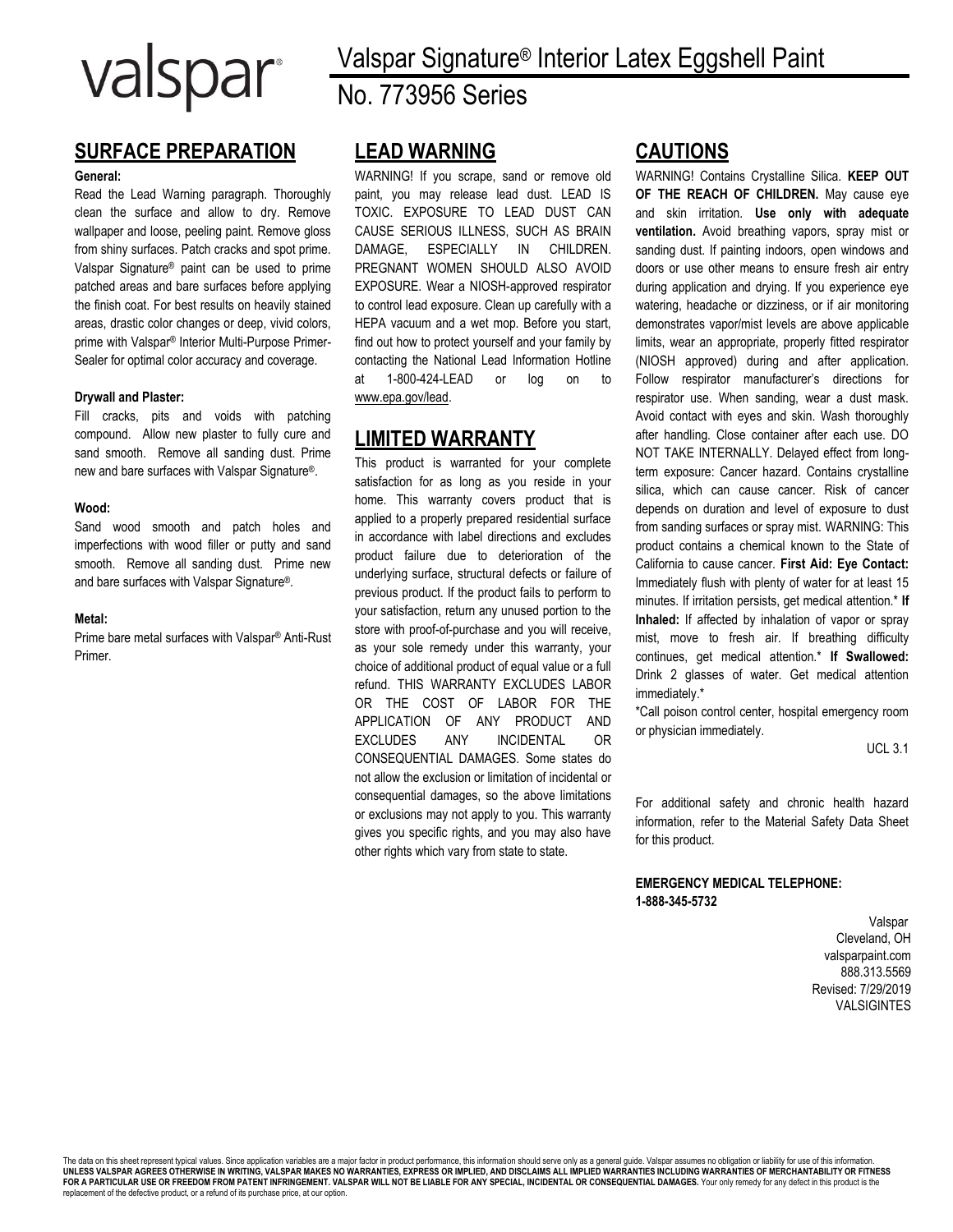valspar®

# Valspar Signature® Interior Latex Eggshell Paint

# No. 773956 Series

## SURFACE PREPARATION

**General:**

Read the Lead Warning paragraph. Thoroughly clean the surface and allow to dry. Remove wallpaper and loose, peeling paint. Remove gloss from shiny surfaces. Patch cracks and spot prime. Valspar Signature® paint can be used to prime patched areas and bare surfaces before applying the finish coat. For best results on heavily stained areas, drastic color changes or deep, vivid colors, prime with Valspar® Interior Multi-Purpose Primer-Sealer for optimal color accuracy and coverage.

**Drywall and Plaster:**

Fill cracks, pits and voids with patching compound. Allow new plaster to fully cure and sand smooth. Remove all sanding dust. Prime new and bare surfaces with Valspar Signature®.

**Wood:**

Sand wood smooth and patch holes and imperfections with wood filler or putty and sand smooth. Remove all sanding dust. Prime new and bare surfaces with Valspar Signature®.

**Metal:**

Prime bare metal surfaces with Valspar® Anti-Rust Primer.

## LEAD WARNING

WARNING! If you scrape, sand or remove old paint, you may release lead dust. LEAD IS TOXIC. EXPOSURE TO LEAD DUST CAN CAUSE SERIOUS ILLNESS, SUCH AS BRAIN DAMAGE, ESPECIALLY IN CHILDREN. PREGNANT WOMEN SHOULD ALSO AVOID EXPOSURE. Wear a NIOSH-approved respirator to control lead exposure. Clean up carefully with a HEPA vacuum and a wet mop. Before you start, find out how to protect yourself and your family by contacting the National Lead Information Hotline at 1-800-424-LEAD or log on to www.epa.gov/lead.

## LIMITED WARRANTY

This product is warranted for your complete satisfaction for as long as you reside in your home. This warranty covers product that is applied to a properly prepared residential surface in accordance with label directions and excludes product failure due to deterioration of the underlying surface, structural defects or failure of previous product. If the product fails to perform to your satisfaction, return any unused portion to the store with proof-of-purchase and you will receive, as your sole remedy under this warranty, your choice of additional product of equal value or a full refund. THIS WARRANTY EXCLUDES LABOR OR THE COST OF LABOR FOR THE APPLICATION OF ANY PRODUCT AND EXCLUDES ANY INCIDENTAL OR CONSEQUENTIAL DAMAGES. Some states do not allow the exclusion or limitation of incidental or consequential damages, so the above limitations or exclusions may not apply to you. This warranty gives you specific rights, and you may also have other rights which vary from state to state.

## CAUTIONS

WARNING! Contains Crystalline Silica. **KEEP OUT OF THE REACH OF CHILDREN.** May cause eye and skin irritation. **Use only with adequate ventilation.** Avoid breathing vapors, spray mist or sanding dust. If painting indoors, open windows and doors or use other means to ensure fresh air entry during application and drying. If you experience eye watering, headache or dizziness, or if air monitoring demonstrates vapor/mist levels are above applicable limits, wear an appropriate, properly fitted respirator (NIOSH approved) during and after application. Follow respirator manufacturer's directions for respirator use. When sanding, wear a dust mask. Avoid contact with eyes and skin. Wash thoroughly after handling. Close container after each use. DO NOT TAKE INTERNALLY. Delayed effect from long-term exposure: Cancer hazard. Contains crystalline silica, which can cause cancer. Risk of cancer depends on duration and level of exposure to dust from sanding surfaces or spray mist. WARNING: This product contains a chemical known to the State of California to cause cancer. **First Aid: Eye Contact:** Immediately flush with plenty of water for at least 15 minutes. If irritation persists, get medical attention.* **If Inhaled:** If affected by inhalation of vapor or spray mist, move to fresh air. If breathing difficulty continues, get medical attention.* **If Swallowed:** Drink 2 glasses of water. Get medical attention immediately.*

*Call poison control center, hospital emergency room or physician immediately.

UCL 3.1

For additional safety and chronic health hazard information, refer to the Material Safety Data Sheet for this product.

**EMERGENCY MEDICAL TELEPHONE:**
**1-888-345-5732**

Valspar
Cleveland, OH
valsparpaint.com
888.313.5569
Revised: 7/29/2019
VALSIGINTES

The data on this sheet represent typical values. Since application variables are a major factor in product performance, this information should serve only as a general guide. Valspar assumes no obligation or liability for use of this information. **UNLESS VALSPAR AGREES OTHERWISE IN WRITING, VALSPAR MAKES NO WARRANTIES, EXPRESS OR IMPLIED, AND DISCLAIMS ALL IMPLIED WARRANTIES INCLUDING WARRANTIES OF MERCHANTABILITY OR FITNESS FOR A PARTICULAR USE OR FREEDOM FROM PATENT INFRINGEMENT. VALSPAR WILL NOT BE LIABLE FOR ANY SPECIAL, INCIDENTAL OR CONSEQUENTIAL DAMAGES.** Your only remedy for any defect in this product is the replacement of the defective product, or a refund of its purchase price, at our option.